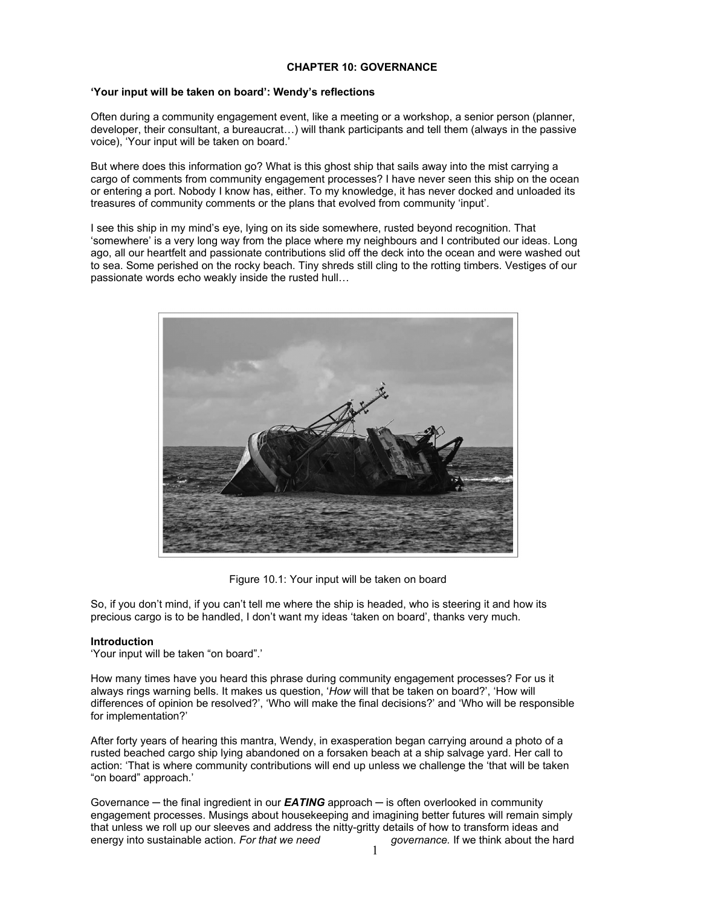# CHAPTER 10: GOVERNANCE

**'Your input will be taken on board': Wendy's reflections**

Often during a community engagement event, like a meeting or a workshop, a senior person (planner, developer, their consultant, a bureaucrat…) will thank participants and tell them (always in the passive voice), 'Your input will be taken on board.'

But where does this information go? What is this ghost ship that sails away into the mist carrying a cargo of comments from community engagement processes? I have never seen this ship on the ocean or entering a port. Nobody I know has, either. To my knowledge, it has never docked and unloaded its treasures of community comments or the plans that evolved from community 'input'.

I see this ship in my mind's eye, lying on its side somewhere, rusted beyond recognition. That 'somewhere' is a very long way from the place where my neighbours and I contributed our ideas. Long ago, all our heartfelt and passionate contributions slid off the deck into the ocean and were washed out to sea. Some perished on the rocky beach. Tiny shreds still cling to the rotting timbers. Vestiges of our passionate words echo weakly inside the rusted hull…

Figure 10.1: Your input will be taken on board

So, if you don't mind, if you can't tell me where the ship is headed, who is steering it and how its precious cargo is to be handled, I don't want my ideas 'taken on board', thanks very much.

## Introduction

'Your input will be taken "on board".'

How many times have you heard this phrase during community engagement processes? For us it always rings warning bells. It makes us question, '*How* will that be taken on board?', 'How will differences of opinion be resolved?', 'Who will make the final decisions?' and 'Who will be responsible for implementation?'

After forty years of hearing this mantra, Wendy, in exasperation began carrying around a photo of a rusted beached cargo ship lying abandoned on a forsaken beach at a ship salvage yard. Her call to action: 'That is where community contributions will end up unless we challenge the 'that will be taken "on board" approach.'

Governance ─ the final ingredient in our ***EATING*** approach ─ is often overlooked in community engagement processes. Musings about housekeeping and imagining better futures will remain simply that unless we roll up our sleeves and address the nitty-gritty details of how to transform ideas and energy into sustainable action. *For that we need governance.* If we think about the hard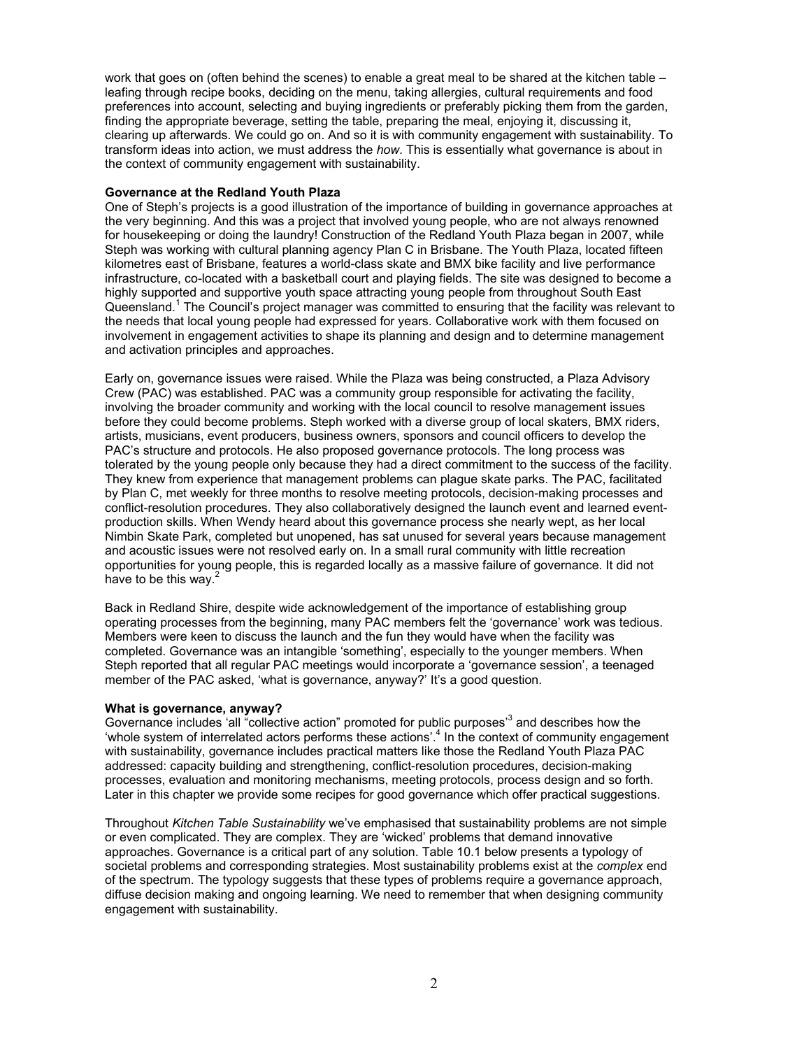work that goes on (often behind the scenes) to enable a great meal to be shared at the kitchen table – leafing through recipe books, deciding on the menu, taking allergies, cultural requirements and food preferences into account, selecting and buying ingredients or preferably picking them from the garden, finding the appropriate beverage, setting the table, preparing the meal, enjoying it, discussing it, clearing up afterwards. We could go on. And so it is with community engagement with sustainability. To transform ideas into action, we must address the *how*. This is essentially what governance is about in the context of community engagement with sustainability.

**Governance at the Redland Youth Plaza**

One of Steph's projects is a good illustration of the importance of building in governance approaches at the very beginning. And this was a project that involved young people, who are not always renowned for housekeeping or doing the laundry! Construction of the Redland Youth Plaza began in 2007, while Steph was working with cultural planning agency Plan C in Brisbane. The Youth Plaza, located fifteen kilometres east of Brisbane, features a world-class skate and BMX bike facility and live performance infrastructure, co-located with a basketball court and playing fields. The site was designed to become a highly supported and supportive youth space attracting young people from throughout South East Queensland.[1] The Council's project manager was committed to ensuring that the facility was relevant to the needs that local young people had expressed for years. Collaborative work with them focused on involvement in engagement activities to shape its planning and design and to determine management and activation principles and approaches.

Early on, governance issues were raised. While the Plaza was being constructed, a Plaza Advisory Crew (PAC) was established. PAC was a community group responsible for activating the facility, involving the broader community and working with the local council to resolve management issues before they could become problems. Steph worked with a diverse group of local skaters, BMX riders, artists, musicians, event producers, business owners, sponsors and council officers to develop the PAC's structure and protocols. He also proposed governance protocols. The long process was tolerated by the young people only because they had a direct commitment to the success of the facility. They knew from experience that management problems can plague skate parks. The PAC, facilitated by Plan C, met weekly for three months to resolve meeting protocols, decision-making processes and conflict-resolution procedures. They also collaboratively designed the launch event and learned event-production skills. When Wendy heard about this governance process she nearly wept, as her local Nimbin Skate Park, completed but unopened, has sat unused for several years because management and acoustic issues were not resolved early on. In a small rural community with little recreation opportunities for young people, this is regarded locally as a massive failure of governance. It did not have to be this way.[2]

Back in Redland Shire, despite wide acknowledgement of the importance of establishing group operating processes from the beginning, many PAC members felt the 'governance' work was tedious. Members were keen to discuss the launch and the fun they would have when the facility was completed. Governance was an intangible 'something', especially to the younger members. When Steph reported that all regular PAC meetings would incorporate a 'governance session', a teenaged member of the PAC asked, 'what is governance, anyway?' It's a good question.

**What is governance, anyway?**

Governance includes 'all "collective action" promoted for public purposes'[3] and describes how the 'whole system of interrelated actors performs these actions'.[4] In the context of community engagement with sustainability, governance includes practical matters like those the Redland Youth Plaza PAC addressed: capacity building and strengthening, conflict-resolution procedures, decision-making processes, evaluation and monitoring mechanisms, meeting protocols, process design and so forth. Later in this chapter we provide some recipes for good governance which offer practical suggestions.

Throughout *Kitchen Table Sustainability* we've emphasised that sustainability problems are not simple or even complicated. They are complex. They are 'wicked' problems that demand innovative approaches. Governance is a critical part of any solution. Table 10.1 below presents a typology of societal problems and corresponding strategies. Most sustainability problems exist at the *complex* end of the spectrum. The typology suggests that these types of problems require a governance approach, diffuse decision making and ongoing learning. We need to remember that when designing community engagement with sustainability.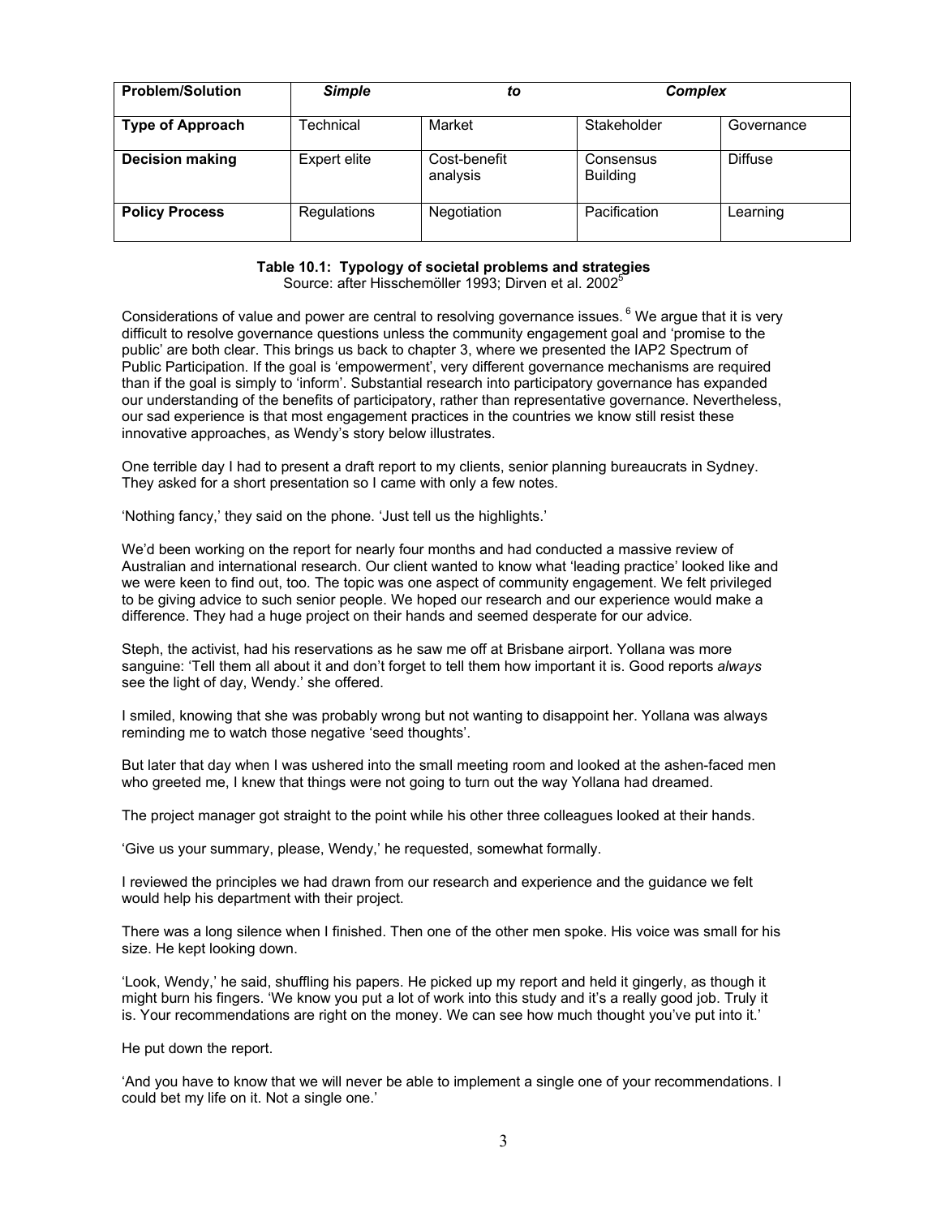| Problem/Solution | *Simple* | *to* | *Complex* | |
|---|---|---|---|---|
| **Type of Approach** | Technical | Market | Stakeholder | Governance |
| **Decision making** | Expert elite | Cost-benefit analysis | Consensus Building | Diffuse |
| **Policy Process** | Regulations | Negotiation | Pacification | Learning |

**Table 10.1: Typology of societal problems and strategies**
Source: after Hisschemöller 1993; Dirven et al. 2002[5]

Considerations of value and power are central to resolving governance issues.[6] We argue that it is very difficult to resolve governance questions unless the community engagement goal and 'promise to the public' are both clear. This brings us back to chapter 3, where we presented the IAP2 Spectrum of Public Participation. If the goal is 'empowerment', very different governance mechanisms are required than if the goal is simply to 'inform'. Substantial research into participatory governance has expanded our understanding of the benefits of participatory, rather than representative governance. Nevertheless, our sad experience is that most engagement practices in the countries we know still resist these innovative approaches, as Wendy's story below illustrates.

One terrible day I had to present a draft report to my clients, senior planning bureaucrats in Sydney. They asked for a short presentation so I came with only a few notes.

'Nothing fancy,' they said on the phone. 'Just tell us the highlights.'

We'd been working on the report for nearly four months and had conducted a massive review of Australian and international research. Our client wanted to know what 'leading practice' looked like and we were keen to find out, too. The topic was one aspect of community engagement. We felt privileged to be giving advice to such senior people. We hoped our research and our experience would make a difference. They had a huge project on their hands and seemed desperate for our advice.

Steph, the activist, had his reservations as he saw me off at Brisbane airport. Yollana was more sanguine: 'Tell them all about it and don't forget to tell them how important it is. Good reports *always* see the light of day, Wendy.' she offered.

I smiled, knowing that she was probably wrong but not wanting to disappoint her. Yollana was always reminding me to watch those negative 'seed thoughts'.

But later that day when I was ushered into the small meeting room and looked at the ashen-faced men who greeted me, I knew that things were not going to turn out the way Yollana had dreamed.

The project manager got straight to the point while his other three colleagues looked at their hands.

'Give us your summary, please, Wendy,' he requested, somewhat formally.

I reviewed the principles we had drawn from our research and experience and the guidance we felt would help his department with their project.

There was a long silence when I finished. Then one of the other men spoke. His voice was small for his size. He kept looking down.

'Look, Wendy,' he said, shuffling his papers. He picked up my report and held it gingerly, as though it might burn his fingers. 'We know you put a lot of work into this study and it's a really good job. Truly it is. Your recommendations are right on the money. We can see how much thought you've put into it.'

He put down the report.

'And you have to know that we will never be able to implement a single one of your recommendations. I could bet my life on it. Not a single one.'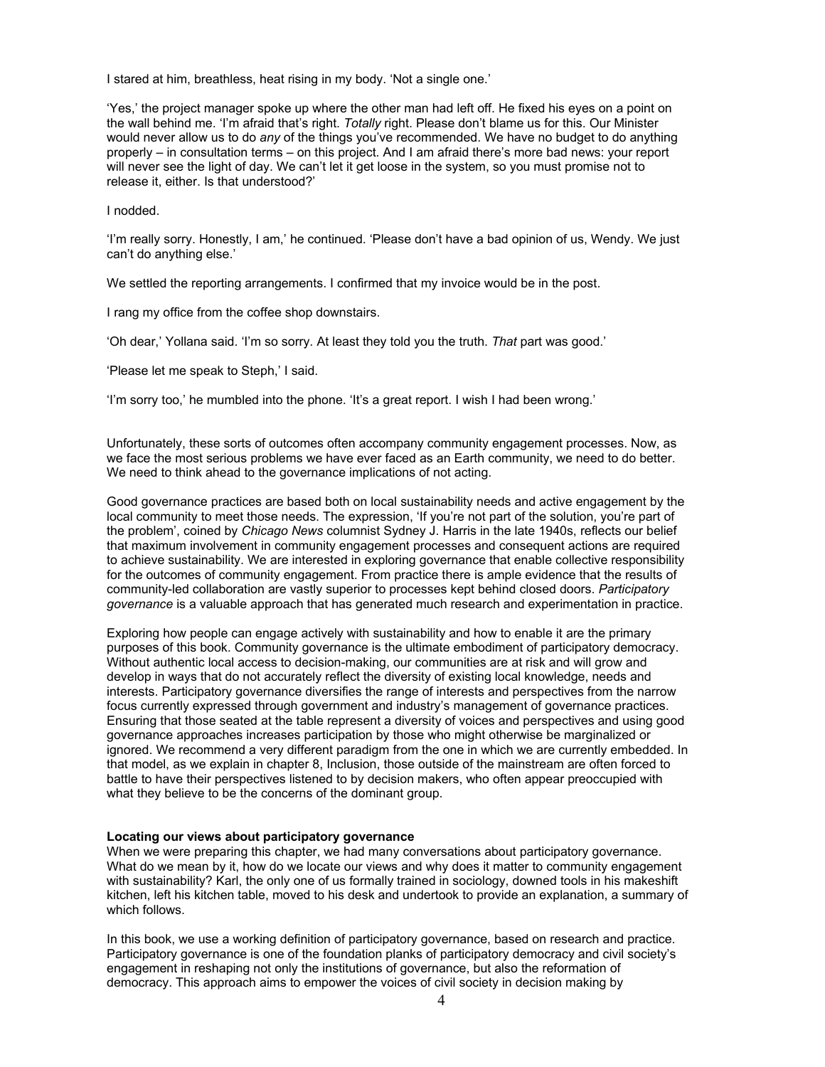I stared at him, breathless, heat rising in my body. 'Not a single one.'

'Yes,' the project manager spoke up where the other man had left off. He fixed his eyes on a point on the wall behind me. 'I'm afraid that's right. *Totally* right. Please don't blame us for this. Our Minister would never allow us to do *any* of the things you've recommended. We have no budget to do anything properly – in consultation terms – on this project. And I am afraid there's more bad news: your report will never see the light of day. We can't let it get loose in the system, so you must promise not to release it, either. Is that understood?'

I nodded.

'I'm really sorry. Honestly, I am,' he continued. 'Please don't have a bad opinion of us, Wendy. We just can't do anything else.'

We settled the reporting arrangements. I confirmed that my invoice would be in the post.

I rang my office from the coffee shop downstairs.

'Oh dear,' Yollana said. 'I'm so sorry. At least they told you the truth. *That* part was good.'

'Please let me speak to Steph,' I said.

'I'm sorry too,' he mumbled into the phone. 'It's a great report. I wish I had been wrong.'

Unfortunately, these sorts of outcomes often accompany community engagement processes. Now, as we face the most serious problems we have ever faced as an Earth community, we need to do better. We need to think ahead to the governance implications of not acting.

Good governance practices are based both on local sustainability needs and active engagement by the local community to meet those needs. The expression, 'If you're not part of the solution, you're part of the problem', coined by *Chicago News* columnist Sydney J. Harris in the late 1940s, reflects our belief that maximum involvement in community engagement processes and consequent actions are required to achieve sustainability. We are interested in exploring governance that enable collective responsibility for the outcomes of community engagement. From practice there is ample evidence that the results of community-led collaboration are vastly superior to processes kept behind closed doors. *Participatory governance* is a valuable approach that has generated much research and experimentation in practice.

Exploring how people can engage actively with sustainability and how to enable it are the primary purposes of this book. Community governance is the ultimate embodiment of participatory democracy. Without authentic local access to decision-making, our communities are at risk and will grow and develop in ways that do not accurately reflect the diversity of existing local knowledge, needs and interests. Participatory governance diversifies the range of interests and perspectives from the narrow focus currently expressed through government and industry's management of governance practices. Ensuring that those seated at the table represent a diversity of voices and perspectives and using good governance approaches increases participation by those who might otherwise be marginalized or ignored. We recommend a very different paradigm from the one in which we are currently embedded. In that model, as we explain in chapter 8, Inclusion, those outside of the mainstream are often forced to battle to have their perspectives listened to by decision makers, who often appear preoccupied with what they believe to be the concerns of the dominant group.

**Locating our views about participatory governance**

When we were preparing this chapter, we had many conversations about participatory governance. What do we mean by it, how do we locate our views and why does it matter to community engagement with sustainability? Karl, the only one of us formally trained in sociology, downed tools in his makeshift kitchen, left his kitchen table, moved to his desk and undertook to provide an explanation, a summary of which follows.

In this book, we use a working definition of participatory governance, based on research and practice. Participatory governance is one of the foundation planks of participatory democracy and civil society's engagement in reshaping not only the institutions of governance, but also the reformation of democracy. This approach aims to empower the voices of civil society in decision making by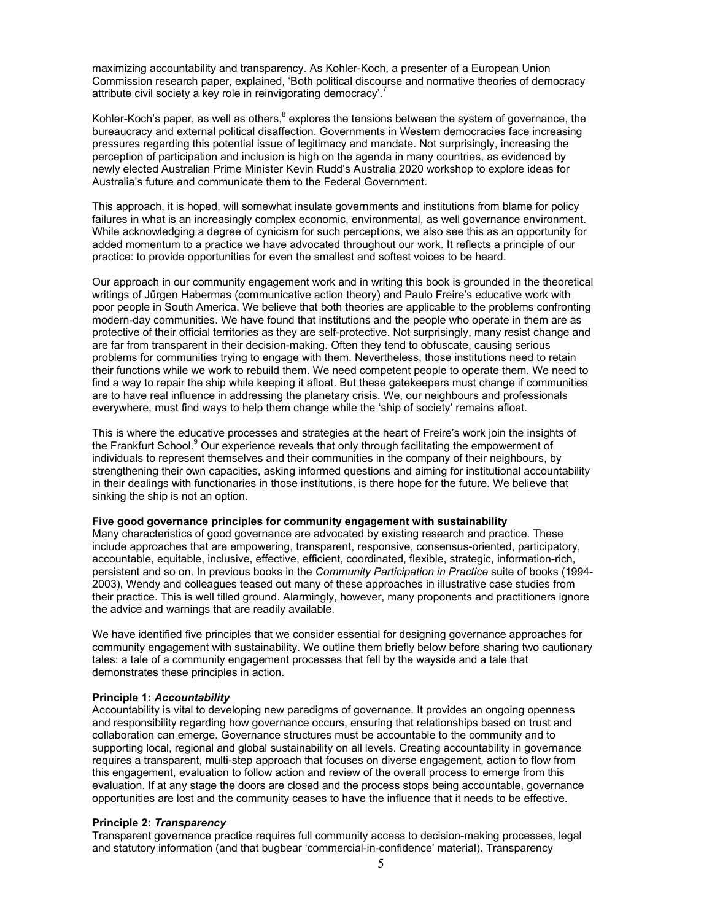maximizing accountability and transparency. As Kohler-Koch, a presenter of a European Union Commission research paper, explained, 'Both political discourse and normative theories of democracy attribute civil society a key role in reinvigorating democracy'.[7]

Kohler-Koch's paper, as well as others,[8] explores the tensions between the system of governance, the bureaucracy and external political disaffection. Governments in Western democracies face increasing pressures regarding this potential issue of legitimacy and mandate. Not surprisingly, increasing the perception of participation and inclusion is high on the agenda in many countries, as evidenced by newly elected Australian Prime Minister Kevin Rudd's Australia 2020 workshop to explore ideas for Australia's future and communicate them to the Federal Government.

This approach, it is hoped, will somewhat insulate governments and institutions from blame for policy failures in what is an increasingly complex economic, environmental, as well governance environment. While acknowledging a degree of cynicism for such perceptions, we also see this as an opportunity for added momentum to a practice we have advocated throughout our work. It reflects a principle of our practice: to provide opportunities for even the smallest and softest voices to be heard.

Our approach in our community engagement work and in writing this book is grounded in the theoretical writings of Jűrgen Habermas (communicative action theory) and Paulo Freire's educative work with poor people in South America. We believe that both theories are applicable to the problems confronting modern-day communities. We have found that institutions and the people who operate in them are as protective of their official territories as they are self-protective. Not surprisingly, many resist change and are far from transparent in their decision-making. Often they tend to obfuscate, causing serious problems for communities trying to engage with them. Nevertheless, those institutions need to retain their functions while we work to rebuild them. We need competent people to operate them. We need to find a way to repair the ship while keeping it afloat. But these gatekeepers must change if communities are to have real influence in addressing the planetary crisis. We, our neighbours and professionals everywhere, must find ways to help them change while the 'ship of society' remains afloat.

This is where the educative processes and strategies at the heart of Freire's work join the insights of the Frankfurt School.[9] Our experience reveals that only through facilitating the empowerment of individuals to represent themselves and their communities in the company of their neighbours, by strengthening their own capacities, asking informed questions and aiming for institutional accountability in their dealings with functionaries in those institutions, is there hope for the future. We believe that sinking the ship is not an option.

**Five good governance principles for community engagement with sustainability**

Many characteristics of good governance are advocated by existing research and practice. These include approaches that are empowering, transparent, responsive, consensus-oriented, participatory, accountable, equitable, inclusive, effective, efficient, coordinated, flexible, strategic, information-rich, persistent and so on. In previous books in the *Community Participation in Practice* suite of books (1994-2003), Wendy and colleagues teased out many of these approaches in illustrative case studies from their practice. This is well tilled ground. Alarmingly, however, many proponents and practitioners ignore the advice and warnings that are readily available.

We have identified five principles that we consider essential for designing governance approaches for community engagement with sustainability. We outline them briefly below before sharing two cautionary tales: a tale of a community engagement processes that fell by the wayside and a tale that demonstrates these principles in action.

**Principle 1: *Accountability***

Accountability is vital to developing new paradigms of governance. It provides an ongoing openness and responsibility regarding how governance occurs, ensuring that relationships based on trust and collaboration can emerge. Governance structures must be accountable to the community and to supporting local, regional and global sustainability on all levels. Creating accountability in governance requires a transparent, multi-step approach that focuses on diverse engagement, action to flow from this engagement, evaluation to follow action and review of the overall process to emerge from this evaluation. If at any stage the doors are closed and the process stops being accountable, governance opportunities are lost and the community ceases to have the influence that it needs to be effective.

**Principle 2: *Transparency***

Transparent governance practice requires full community access to decision-making processes, legal and statutory information (and that bugbear 'commercial-in-confidence' material). Transparency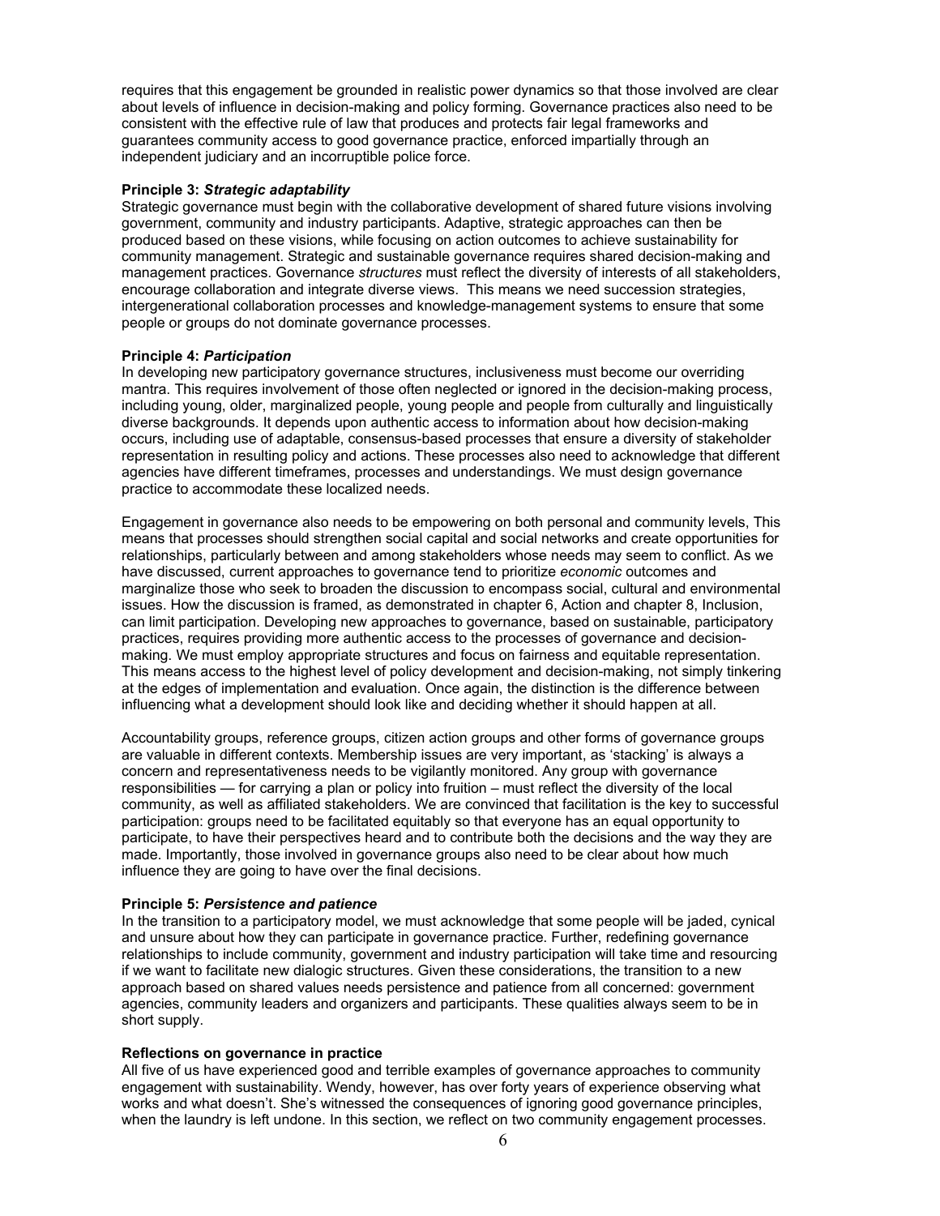requires that this engagement be grounded in realistic power dynamics so that those involved are clear about levels of influence in decision-making and policy forming. Governance practices also need to be consistent with the effective rule of law that produces and protects fair legal frameworks and guarantees community access to good governance practice, enforced impartially through an independent judiciary and an incorruptible police force.

**Principle 3: *Strategic adaptability***

Strategic governance must begin with the collaborative development of shared future visions involving government, community and industry participants. Adaptive, strategic approaches can then be produced based on these visions, while focusing on action outcomes to achieve sustainability for community management. Strategic and sustainable governance requires shared decision-making and management practices. Governance *structures* must reflect the diversity of interests of all stakeholders, encourage collaboration and integrate diverse views. This means we need succession strategies, intergenerational collaboration processes and knowledge-management systems to ensure that some people or groups do not dominate governance processes.

**Principle 4: *Participation***

In developing new participatory governance structures, inclusiveness must become our overriding mantra. This requires involvement of those often neglected or ignored in the decision-making process, including young, older, marginalized people, young people and people from culturally and linguistically diverse backgrounds. It depends upon authentic access to information about how decision-making occurs, including use of adaptable, consensus-based processes that ensure a diversity of stakeholder representation in resulting policy and actions. These processes also need to acknowledge that different agencies have different timeframes, processes and understandings. We must design governance practice to accommodate these localized needs.

Engagement in governance also needs to be empowering on both personal and community levels, This means that processes should strengthen social capital and social networks and create opportunities for relationships, particularly between and among stakeholders whose needs may seem to conflict. As we have discussed, current approaches to governance tend to prioritize *economic* outcomes and marginalize those who seek to broaden the discussion to encompass social, cultural and environmental issues. How the discussion is framed, as demonstrated in chapter 6, Action and chapter 8, Inclusion, can limit participation. Developing new approaches to governance, based on sustainable, participatory practices, requires providing more authentic access to the processes of governance and decision-making. We must employ appropriate structures and focus on fairness and equitable representation. This means access to the highest level of policy development and decision-making, not simply tinkering at the edges of implementation and evaluation. Once again, the distinction is the difference between influencing what a development should look like and deciding whether it should happen at all.

Accountability groups, reference groups, citizen action groups and other forms of governance groups are valuable in different contexts. Membership issues are very important, as 'stacking' is always a concern and representativeness needs to be vigilantly monitored. Any group with governance responsibilities — for carrying a plan or policy into fruition – must reflect the diversity of the local community, as well as affiliated stakeholders. We are convinced that facilitation is the key to successful participation: groups need to be facilitated equitably so that everyone has an equal opportunity to participate, to have their perspectives heard and to contribute both the decisions and the way they are made. Importantly, those involved in governance groups also need to be clear about how much influence they are going to have over the final decisions.

**Principle 5: *Persistence and patience***

In the transition to a participatory model, we must acknowledge that some people will be jaded, cynical and unsure about how they can participate in governance practice. Further, redefining governance relationships to include community, government and industry participation will take time and resourcing if we want to facilitate new dialogic structures. Given these considerations, the transition to a new approach based on shared values needs persistence and patience from all concerned: government agencies, community leaders and organizers and participants. These qualities always seem to be in short supply.

**Reflections on governance in practice**

All five of us have experienced good and terrible examples of governance approaches to community engagement with sustainability. Wendy, however, has over forty years of experience observing what works and what doesn't. She's witnessed the consequences of ignoring good governance principles, when the laundry is left undone. In this section, we reflect on two community engagement processes.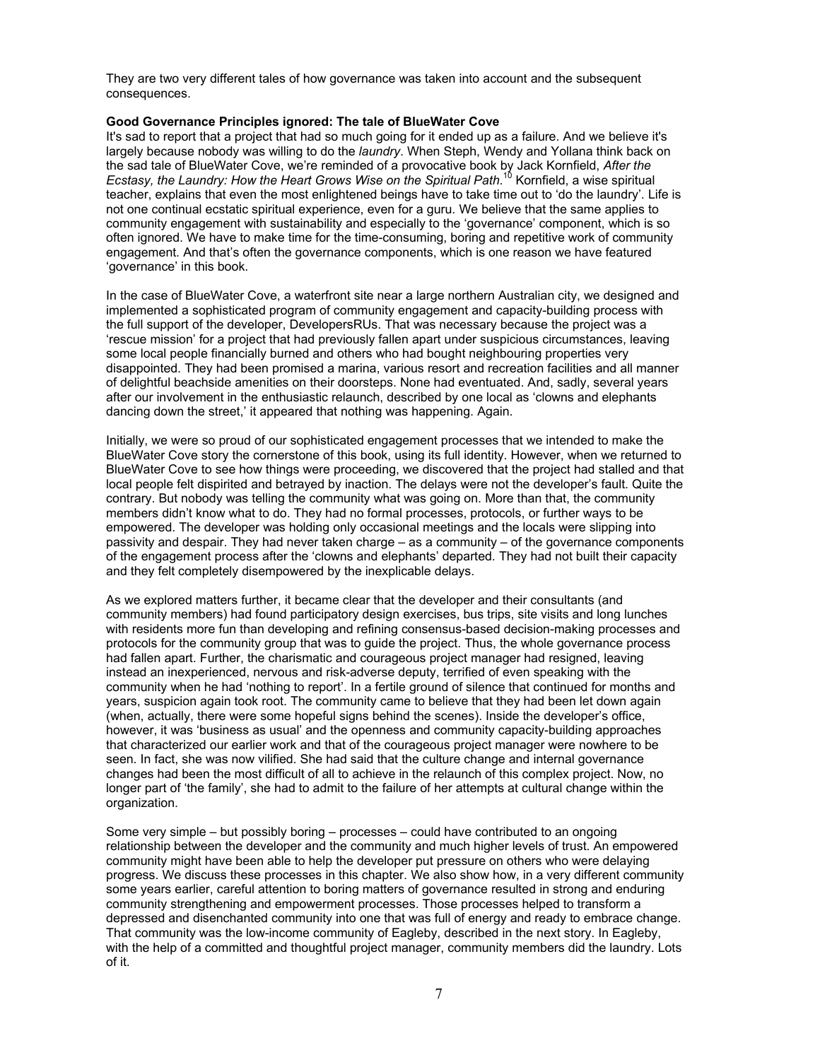They are two very different tales of how governance was taken into account and the subsequent consequences.

**Good Governance Principles ignored: The tale of BlueWater Cove**

It's sad to report that a project that had so much going for it ended up as a failure. And we believe it's largely because nobody was willing to do the *laundry*. When Steph, Wendy and Yollana think back on the sad tale of BlueWater Cove, we're reminded of a provocative book by Jack Kornfield, *After the Ecstasy, the Laundry: How the Heart Grows Wise on the Spiritual Path*.[10] Kornfield, a wise spiritual teacher, explains that even the most enlightened beings have to take time out to 'do the laundry'. Life is not one continual ecstatic spiritual experience, even for a guru. We believe that the same applies to community engagement with sustainability and especially to the 'governance' component, which is so often ignored. We have to make time for the time-consuming, boring and repetitive work of community engagement. And that's often the governance components, which is one reason we have featured 'governance' in this book.

In the case of BlueWater Cove, a waterfront site near a large northern Australian city, we designed and implemented a sophisticated program of community engagement and capacity-building process with the full support of the developer, DevelopersRUs. That was necessary because the project was a 'rescue mission' for a project that had previously fallen apart under suspicious circumstances, leaving some local people financially burned and others who had bought neighbouring properties very disappointed. They had been promised a marina, various resort and recreation facilities and all manner of delightful beachside amenities on their doorsteps. None had eventuated. And, sadly, several years after our involvement in the enthusiastic relaunch, described by one local as 'clowns and elephants dancing down the street,' it appeared that nothing was happening. Again.

Initially, we were so proud of our sophisticated engagement processes that we intended to make the BlueWater Cove story the cornerstone of this book, using its full identity. However, when we returned to BlueWater Cove to see how things were proceeding, we discovered that the project had stalled and that local people felt dispirited and betrayed by inaction. The delays were not the developer's fault. Quite the contrary. But nobody was telling the community what was going on. More than that, the community members didn't know what to do. They had no formal processes, protocols, or further ways to be empowered. The developer was holding only occasional meetings and the locals were slipping into passivity and despair. They had never taken charge – as a community – of the governance components of the engagement process after the 'clowns and elephants' departed. They had not built their capacity and they felt completely disempowered by the inexplicable delays.

As we explored matters further, it became clear that the developer and their consultants (and community members) had found participatory design exercises, bus trips, site visits and long lunches with residents more fun than developing and refining consensus-based decision-making processes and protocols for the community group that was to guide the project. Thus, the whole governance process had fallen apart. Further, the charismatic and courageous project manager had resigned, leaving instead an inexperienced, nervous and risk-adverse deputy, terrified of even speaking with the community when he had 'nothing to report'. In a fertile ground of silence that continued for months and years, suspicion again took root. The community came to believe that they had been let down again (when, actually, there were some hopeful signs behind the scenes). Inside the developer's office, however, it was 'business as usual' and the openness and community capacity-building approaches that characterized our earlier work and that of the courageous project manager were nowhere to be seen. In fact, she was now vilified. She had said that the culture change and internal governance changes had been the most difficult of all to achieve in the relaunch of this complex project. Now, no longer part of 'the family', she had to admit to the failure of her attempts at cultural change within the organization.

Some very simple – but possibly boring – processes – could have contributed to an ongoing relationship between the developer and the community and much higher levels of trust. An empowered community might have been able to help the developer put pressure on others who were delaying progress. We discuss these processes in this chapter. We also show how, in a very different community some years earlier, careful attention to boring matters of governance resulted in strong and enduring community strengthening and empowerment processes. Those processes helped to transform a depressed and disenchanted community into one that was full of energy and ready to embrace change. That community was the low-income community of Eagleby, described in the next story. In Eagleby, with the help of a committed and thoughtful project manager, community members did the laundry. Lots of it.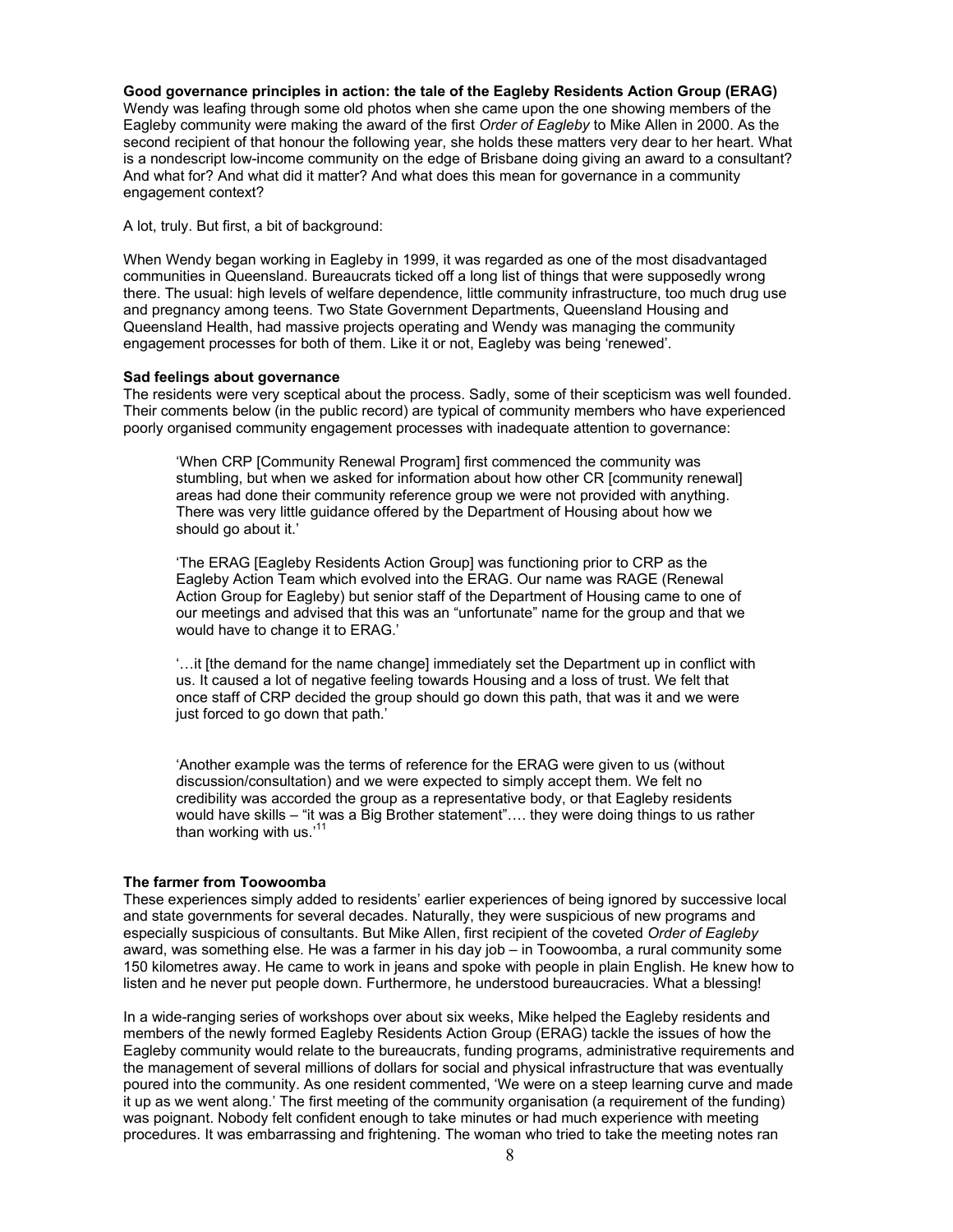**Good governance principles in action: the tale of the Eagleby Residents Action Group (ERAG)**
Wendy was leafing through some old photos when she came upon the one showing members of the Eagleby community were making the award of the first *Order of Eagleby* to Mike Allen in 2000. As the second recipient of that honour the following year, she holds these matters very dear to her heart. What is a nondescript low-income community on the edge of Brisbane doing giving an award to a consultant? And what for? And what did it matter? And what does this mean for governance in a community engagement context?

A lot, truly. But first, a bit of background:

When Wendy began working in Eagleby in 1999, it was regarded as one of the most disadvantaged communities in Queensland. Bureaucrats ticked off a long list of things that were supposedly wrong there. The usual: high levels of welfare dependence, little community infrastructure, too much drug use and pregnancy among teens. Two State Government Departments, Queensland Housing and Queensland Health, had massive projects operating and Wendy was managing the community engagement processes for both of them. Like it or not, Eagleby was being 'renewed'.

**Sad feelings about governance**
The residents were very sceptical about the process. Sadly, some of their scepticism was well founded. Their comments below (in the public record) are typical of community members who have experienced poorly organised community engagement processes with inadequate attention to governance:

> 'When CRP [Community Renewal Program] first commenced the community was stumbling, but when we asked for information about how other CR [community renewal] areas had done their community reference group we were not provided with anything. There was very little guidance offered by the Department of Housing about how we should go about it.'
>
> 'The ERAG [Eagleby Residents Action Group] was functioning prior to CRP as the Eagleby Action Team which evolved into the ERAG. Our name was RAGE (Renewal Action Group for Eagleby) but senior staff of the Department of Housing came to one of our meetings and advised that this was an "unfortunate" name for the group and that we would have to change it to ERAG.'
>
> '…it [the demand for the name change] immediately set the Department up in conflict with us. It caused a lot of negative feeling towards Housing and a loss of trust. We felt that once staff of CRP decided the group should go down this path, that was it and we were just forced to go down that path.'
>
> 'Another example was the terms of reference for the ERAG were given to us (without discussion/consultation) and we were expected to simply accept them. We felt no credibility was accorded the group as a representative body, or that Eagleby residents would have skills – "it was a Big Brother statement"…. they were doing things to us rather than working with us.'[11]

**The farmer from Toowoomba**
These experiences simply added to residents' earlier experiences of being ignored by successive local and state governments for several decades. Naturally, they were suspicious of new programs and especially suspicious of consultants. But Mike Allen, first recipient of the coveted *Order of Eagleby* award, was something else. He was a farmer in his day job – in Toowoomba, a rural community some 150 kilometres away. He came to work in jeans and spoke with people in plain English. He knew how to listen and he never put people down. Furthermore, he understood bureaucracies. What a blessing!

In a wide-ranging series of workshops over about six weeks, Mike helped the Eagleby residents and members of the newly formed Eagleby Residents Action Group (ERAG) tackle the issues of how the Eagleby community would relate to the bureaucrats, funding programs, administrative requirements and the management of several millions of dollars for social and physical infrastructure that was eventually poured into the community. As one resident commented, 'We were on a steep learning curve and made it up as we went along.' The first meeting of the community organisation (a requirement of the funding) was poignant. Nobody felt confident enough to take minutes or had much experience with meeting procedures. It was embarrassing and frightening. The woman who tried to take the meeting notes ran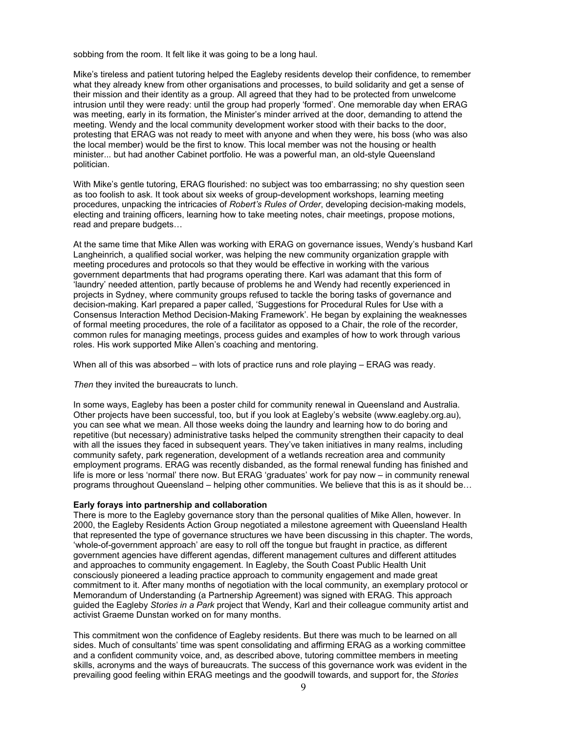sobbing from the room. It felt like it was going to be a long haul.

Mike's tireless and patient tutoring helped the Eagleby residents develop their confidence, to remember what they already knew from other organisations and processes, to build solidarity and get a sense of their mission and their identity as a group. All agreed that they had to be protected from unwelcome intrusion until they were ready: until the group had properly 'formed'. One memorable day when ERAG was meeting, early in its formation, the Minister's minder arrived at the door, demanding to attend the meeting. Wendy and the local community development worker stood with their backs to the door, protesting that ERAG was not ready to meet with anyone and when they were, his boss (who was also the local member) would be the first to know. This local member was not the housing or health minister... but had another Cabinet portfolio. He was a powerful man, an old-style Queensland politician.

With Mike's gentle tutoring, ERAG flourished: no subject was too embarrassing; no shy question seen as too foolish to ask. It took about six weeks of group-development workshops, learning meeting procedures, unpacking the intricacies of *Robert's Rules of Order*, developing decision-making models, electing and training officers, learning how to take meeting notes, chair meetings, propose motions, read and prepare budgets…

At the same time that Mike Allen was working with ERAG on governance issues, Wendy's husband Karl Langheinrich, a qualified social worker, was helping the new community organization grapple with meeting procedures and protocols so that they would be effective in working with the various government departments that had programs operating there. Karl was adamant that this form of 'laundry' needed attention, partly because of problems he and Wendy had recently experienced in projects in Sydney, where community groups refused to tackle the boring tasks of governance and decision-making. Karl prepared a paper called, 'Suggestions for Procedural Rules for Use with a Consensus Interaction Method Decision-Making Framework'. He began by explaining the weaknesses of formal meeting procedures, the role of a facilitator as opposed to a Chair, the role of the recorder, common rules for managing meetings, process guides and examples of how to work through various roles. His work supported Mike Allen's coaching and mentoring.

When all of this was absorbed – with lots of practice runs and role playing – ERAG was ready.

*Then* they invited the bureaucrats to lunch.

In some ways, Eagleby has been a poster child for community renewal in Queensland and Australia. Other projects have been successful, too, but if you look at Eagleby's website (www.eagleby.org.au), you can see what we mean. All those weeks doing the laundry and learning how to do boring and repetitive (but necessary) administrative tasks helped the community strengthen their capacity to deal with all the issues they faced in subsequent years. They've taken initiatives in many realms, including community safety, park regeneration, development of a wetlands recreation area and community employment programs. ERAG was recently disbanded, as the formal renewal funding has finished and life is more or less 'normal' there now. But ERAG 'graduates' work for pay now – in community renewal programs throughout Queensland – helping other communities. We believe that this is as it should be…

**Early forays into partnership and collaboration**

There is more to the Eagleby governance story than the personal qualities of Mike Allen, however. In 2000, the Eagleby Residents Action Group negotiated a milestone agreement with Queensland Health that represented the type of governance structures we have been discussing in this chapter. The words, 'whole-of-government approach' are easy to roll off the tongue but fraught in practice, as different government agencies have different agendas, different management cultures and different attitudes and approaches to community engagement. In Eagleby, the South Coast Public Health Unit consciously pioneered a leading practice approach to community engagement and made great commitment to it. After many months of negotiation with the local community, an exemplary protocol or Memorandum of Understanding (a Partnership Agreement) was signed with ERAG. This approach guided the Eagleby *Stories in a Park* project that Wendy, Karl and their colleague community artist and activist Graeme Dunstan worked on for many months.

This commitment won the confidence of Eagleby residents. But there was much to be learned on all sides. Much of consultants' time was spent consolidating and affirming ERAG as a working committee and a confident community voice, and, as described above, tutoring committee members in meeting skills, acronyms and the ways of bureaucrats. The success of this governance work was evident in the prevailing good feeling within ERAG meetings and the goodwill towards, and support for, the *Stories*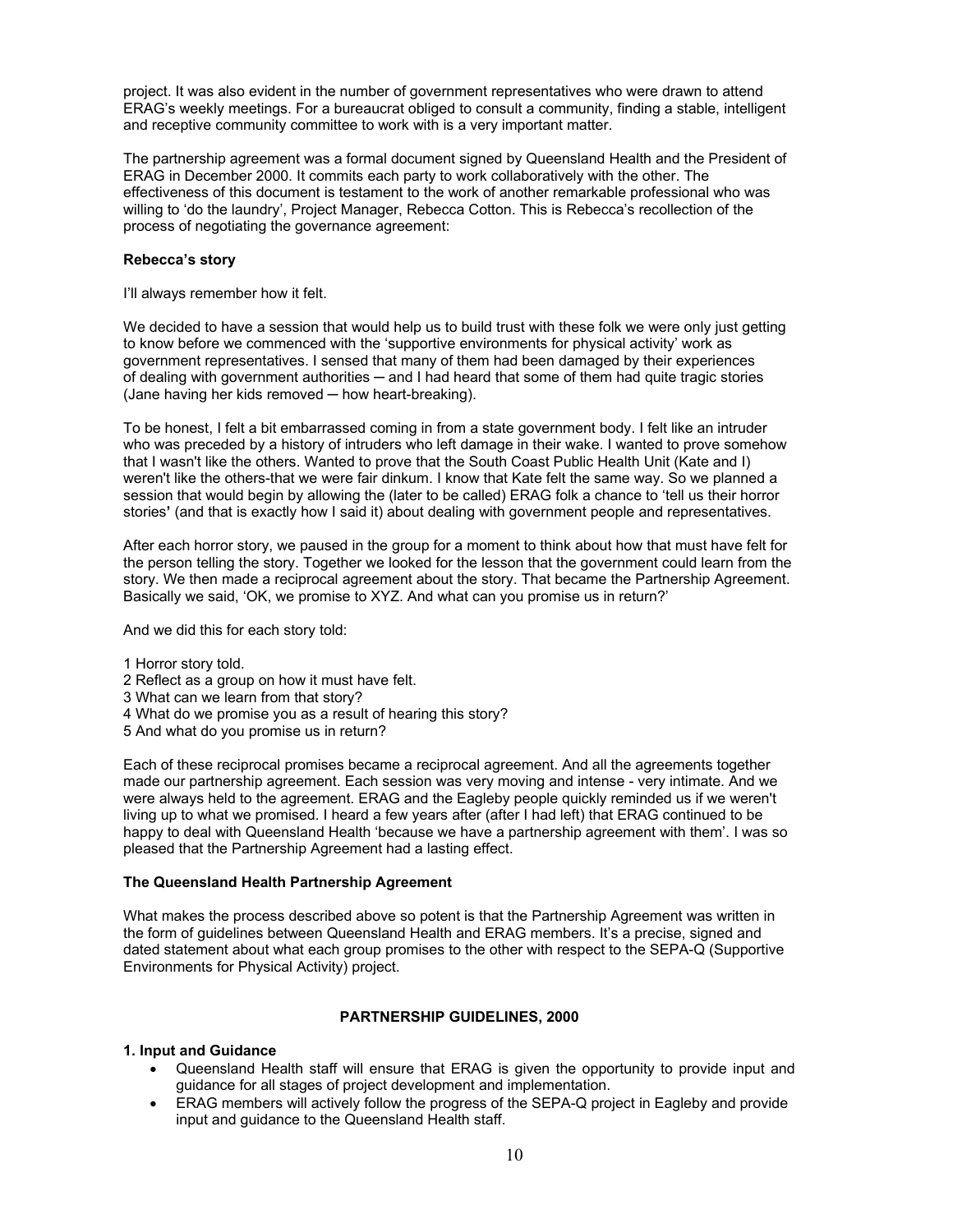project. It was also evident in the number of government representatives who were drawn to attend ERAG's weekly meetings. For a bureaucrat obliged to consult a community, finding a stable, intelligent and receptive community committee to work with is a very important matter.

The partnership agreement was a formal document signed by Queensland Health and the President of ERAG in December 2000. It commits each party to work collaboratively with the other. The effectiveness of this document is testament to the work of another remarkable professional who was willing to 'do the laundry', Project Manager, Rebecca Cotton. This is Rebecca's recollection of the process of negotiating the governance agreement:

**Rebecca's story**

I'll always remember how it felt.

We decided to have a session that would help us to build trust with these folk we were only just getting to know before we commenced with the 'supportive environments for physical activity' work as government representatives. I sensed that many of them had been damaged by their experiences of dealing with government authorities ─ and I had heard that some of them had quite tragic stories (Jane having her kids removed ─ how heart-breaking).

To be honest, I felt a bit embarrassed coming in from a state government body. I felt like an intruder who was preceded by a history of intruders who left damage in their wake. I wanted to prove somehow that I wasn't like the others. Wanted to prove that the South Coast Public Health Unit (Kate and I) weren't like the others-that we were fair dinkum. I know that Kate felt the same way. So we planned a session that would begin by allowing the (later to be called) ERAG folk a chance to 'tell us their horror stories' (and that is exactly how I said it) about dealing with government people and representatives.

After each horror story, we paused in the group for a moment to think about how that must have felt for the person telling the story. Together we looked for the lesson that the government could learn from the story. We then made a reciprocal agreement about the story. That became the Partnership Agreement. Basically we said, 'OK, we promise to XYZ. And what can you promise us in return?'

And we did this for each story told:

1 Horror story told.
2 Reflect as a group on how it must have felt.
3 What can we learn from that story?
4 What do we promise you as a result of hearing this story?
5 And what do you promise us in return?

Each of these reciprocal promises became a reciprocal agreement. And all the agreements together made our partnership agreement. Each session was very moving and intense - very intimate. And we were always held to the agreement. ERAG and the Eagleby people quickly reminded us if we weren't living up to what we promised. I heard a few years after (after I had left) that ERAG continued to be happy to deal with Queensland Health 'because we have a partnership agreement with them'. I was so pleased that the Partnership Agreement had a lasting effect.

**The Queensland Health Partnership Agreement**

What makes the process described above so potent is that the Partnership Agreement was written in the form of guidelines between Queensland Health and ERAG members. It's a precise, signed and dated statement about what each group promises to the other with respect to the SEPA-Q (Supportive Environments for Physical Activity) project.

**PARTNERSHIP GUIDELINES, 2000**

**1. Input and Guidance**

- Queensland Health staff will ensure that ERAG is given the opportunity to provide input and guidance for all stages of project development and implementation.
- ERAG members will actively follow the progress of the SEPA-Q project in Eagleby and provide input and guidance to the Queensland Health staff.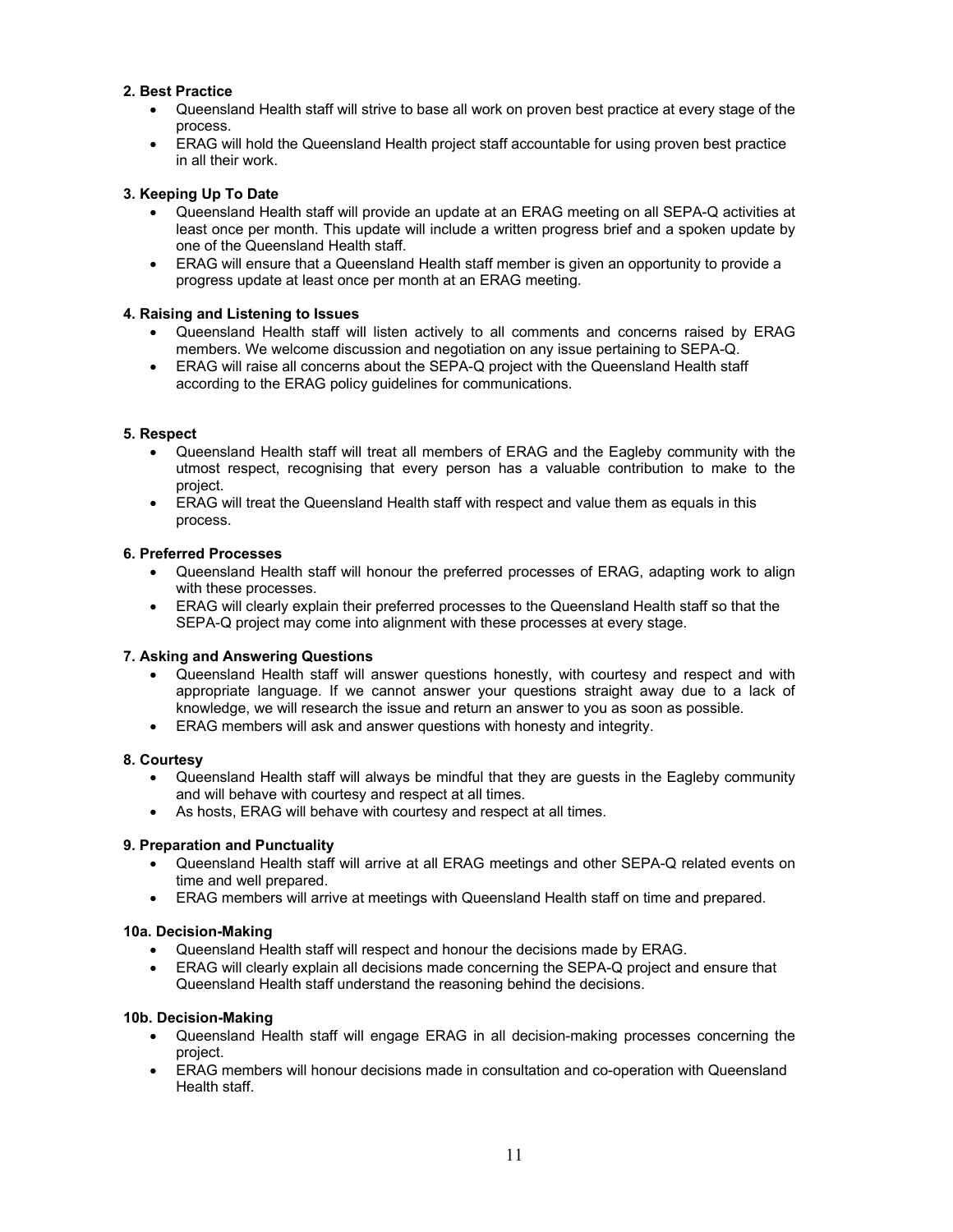**2. Best Practice**

- Queensland Health staff will strive to base all work on proven best practice at every stage of the process.
- ERAG will hold the Queensland Health project staff accountable for using proven best practice in all their work.

**3. Keeping Up To Date**

- Queensland Health staff will provide an update at an ERAG meeting on all SEPA-Q activities at least once per month. This update will include a written progress brief and a spoken update by one of the Queensland Health staff.
- ERAG will ensure that a Queensland Health staff member is given an opportunity to provide a progress update at least once per month at an ERAG meeting.

**4. Raising and Listening to Issues**

- Queensland Health staff will listen actively to all comments and concerns raised by ERAG members. We welcome discussion and negotiation on any issue pertaining to SEPA-Q.
- ERAG will raise all concerns about the SEPA-Q project with the Queensland Health staff according to the ERAG policy guidelines for communications.

**5. Respect**

- Queensland Health staff will treat all members of ERAG and the Eagleby community with the utmost respect, recognising that every person has a valuable contribution to make to the project.
- ERAG will treat the Queensland Health staff with respect and value them as equals in this process.

**6. Preferred Processes**

- Queensland Health staff will honour the preferred processes of ERAG, adapting work to align with these processes.
- ERAG will clearly explain their preferred processes to the Queensland Health staff so that the SEPA-Q project may come into alignment with these processes at every stage.

**7. Asking and Answering Questions**

- Queensland Health staff will answer questions honestly, with courtesy and respect and with appropriate language. If we cannot answer your questions straight away due to a lack of knowledge, we will research the issue and return an answer to you as soon as possible.
- ERAG members will ask and answer questions with honesty and integrity.

**8. Courtesy**

- Queensland Health staff will always be mindful that they are guests in the Eagleby community and will behave with courtesy and respect at all times.
- As hosts, ERAG will behave with courtesy and respect at all times.

**9. Preparation and Punctuality**

- Queensland Health staff will arrive at all ERAG meetings and other SEPA-Q related events on time and well prepared.
- ERAG members will arrive at meetings with Queensland Health staff on time and prepared.

**10a. Decision-Making**

- Queensland Health staff will respect and honour the decisions made by ERAG.
- ERAG will clearly explain all decisions made concerning the SEPA-Q project and ensure that Queensland Health staff understand the reasoning behind the decisions.

**10b. Decision-Making**

- Queensland Health staff will engage ERAG in all decision-making processes concerning the project.
- ERAG members will honour decisions made in consultation and co-operation with Queensland Health staff.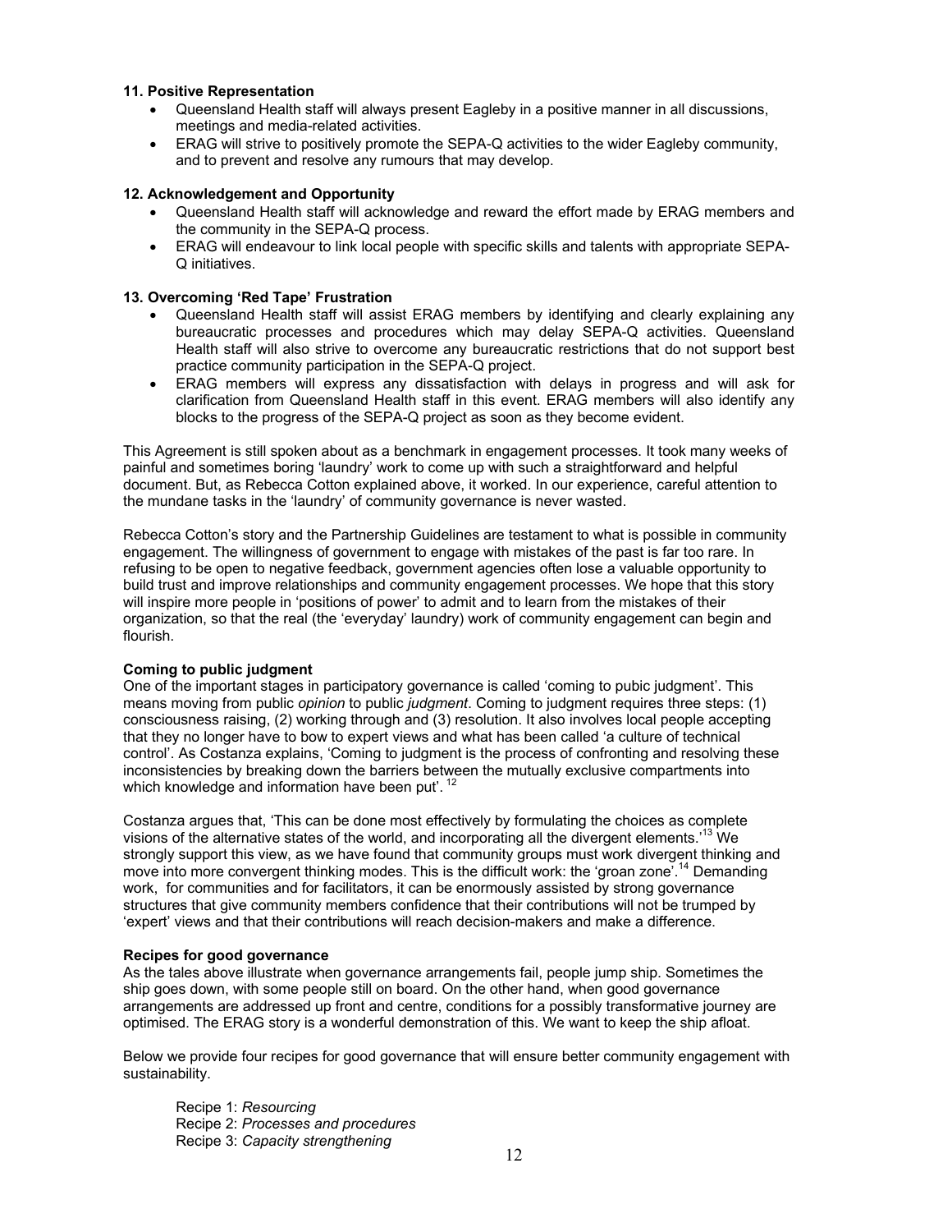**11. Positive Representation**

- Queensland Health staff will always present Eagleby in a positive manner in all discussions, meetings and media-related activities.
- ERAG will strive to positively promote the SEPA-Q activities to the wider Eagleby community, and to prevent and resolve any rumours that may develop.

**12. Acknowledgement and Opportunity**

- Queensland Health staff will acknowledge and reward the effort made by ERAG members and the community in the SEPA-Q process.
- ERAG will endeavour to link local people with specific skills and talents with appropriate SEPA-Q initiatives.

**13. Overcoming 'Red Tape' Frustration**

- Queensland Health staff will assist ERAG members by identifying and clearly explaining any bureaucratic processes and procedures which may delay SEPA-Q activities. Queensland Health staff will also strive to overcome any bureaucratic restrictions that do not support best practice community participation in the SEPA-Q project.
- ERAG members will express any dissatisfaction with delays in progress and will ask for clarification from Queensland Health staff in this event. ERAG members will also identify any blocks to the progress of the SEPA-Q project as soon as they become evident.

This Agreement is still spoken about as a benchmark in engagement processes. It took many weeks of painful and sometimes boring 'laundry' work to come up with such a straightforward and helpful document. But, as Rebecca Cotton explained above, it worked. In our experience, careful attention to the mundane tasks in the 'laundry' of community governance is never wasted.

Rebecca Cotton's story and the Partnership Guidelines are testament to what is possible in community engagement. The willingness of government to engage with mistakes of the past is far too rare. In refusing to be open to negative feedback, government agencies often lose a valuable opportunity to build trust and improve relationships and community engagement processes. We hope that this story will inspire more people in 'positions of power' to admit and to learn from the mistakes of their organization, so that the real (the 'everyday' laundry) work of community engagement can begin and flourish.

**Coming to public judgment**

One of the important stages in participatory governance is called 'coming to pubic judgment'. This means moving from public *opinion* to public *judgment*. Coming to judgment requires three steps: (1) consciousness raising, (2) working through and (3) resolution. It also involves local people accepting that they no longer have to bow to expert views and what has been called 'a culture of technical control'. As Costanza explains, 'Coming to judgment is the process of confronting and resolving these inconsistencies by breaking down the barriers between the mutually exclusive compartments into which knowledge and information have been put'. [12]

Costanza argues that, 'This can be done most effectively by formulating the choices as complete visions of the alternative states of the world, and incorporating all the divergent elements.'[13] We strongly support this view, as we have found that community groups must work divergent thinking and move into more convergent thinking modes. This is the difficult work: the 'groan zone'.[14] Demanding work, for communities and for facilitators, it can be enormously assisted by strong governance structures that give community members confidence that their contributions will not be trumped by 'expert' views and that their contributions will reach decision-makers and make a difference.

**Recipes for good governance**

As the tales above illustrate when governance arrangements fail, people jump ship. Sometimes the ship goes down, with some people still on board. On the other hand, when good governance arrangements are addressed up front and centre, conditions for a possibly transformative journey are optimised. The ERAG story is a wonderful demonstration of this. We want to keep the ship afloat.

Below we provide four recipes for good governance that will ensure better community engagement with sustainability.

Recipe 1: *Resourcing*
Recipe 2: *Processes and procedures*
Recipe 3: *Capacity strengthening*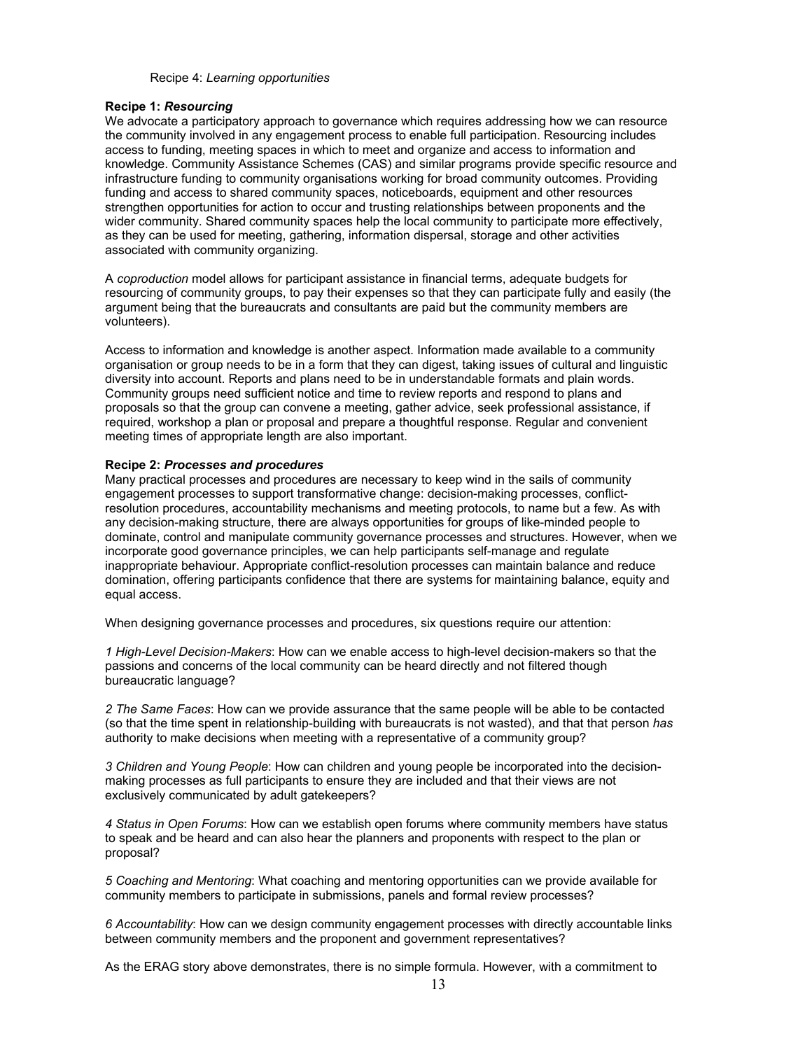Recipe 4: *Learning opportunities*

**Recipe 1: *Resourcing***

We advocate a participatory approach to governance which requires addressing how we can resource the community involved in any engagement process to enable full participation. Resourcing includes access to funding, meeting spaces in which to meet and organize and access to information and knowledge. Community Assistance Schemes (CAS) and similar programs provide specific resource and infrastructure funding to community organisations working for broad community outcomes. Providing funding and access to shared community spaces, noticeboards, equipment and other resources strengthen opportunities for action to occur and trusting relationships between proponents and the wider community. Shared community spaces help the local community to participate more effectively, as they can be used for meeting, gathering, information dispersal, storage and other activities associated with community organizing.

A *coproduction* model allows for participant assistance in financial terms, adequate budgets for resourcing of community groups, to pay their expenses so that they can participate fully and easily (the argument being that the bureaucrats and consultants are paid but the community members are volunteers).

Access to information and knowledge is another aspect. Information made available to a community organisation or group needs to be in a form that they can digest, taking issues of cultural and linguistic diversity into account. Reports and plans need to be in understandable formats and plain words. Community groups need sufficient notice and time to review reports and respond to plans and proposals so that the group can convene a meeting, gather advice, seek professional assistance, if required, workshop a plan or proposal and prepare a thoughtful response. Regular and convenient meeting times of appropriate length are also important.

**Recipe 2: *Processes and procedures***

Many practical processes and procedures are necessary to keep wind in the sails of community engagement processes to support transformative change: decision-making processes, conflict-resolution procedures, accountability mechanisms and meeting protocols, to name but a few. As with any decision-making structure, there are always opportunities for groups of like-minded people to dominate, control and manipulate community governance processes and structures. However, when we incorporate good governance principles, we can help participants self-manage and regulate inappropriate behaviour. Appropriate conflict-resolution processes can maintain balance and reduce domination, offering participants confidence that there are systems for maintaining balance, equity and equal access.

When designing governance processes and procedures, six questions require our attention:

*1 High-Level Decision-Makers*: How can we enable access to high-level decision-makers so that the passions and concerns of the local community can be heard directly and not filtered though bureaucratic language?

*2 The Same Faces*: How can we provide assurance that the same people will be able to be contacted (so that the time spent in relationship-building with bureaucrats is not wasted), and that that person *has* authority to make decisions when meeting with a representative of a community group?

*3 Children and Young People*: How can children and young people be incorporated into the decision-making processes as full participants to ensure they are included and that their views are not exclusively communicated by adult gatekeepers?

*4 Status in Open Forums*: How can we establish open forums where community members have status to speak and be heard and can also hear the planners and proponents with respect to the plan or proposal?

*5 Coaching and Mentoring*: What coaching and mentoring opportunities can we provide available for community members to participate in submissions, panels and formal review processes?

*6 Accountability*: How can we design community engagement processes with directly accountable links between community members and the proponent and government representatives?

As the ERAG story above demonstrates, there is no simple formula. However, with a commitment to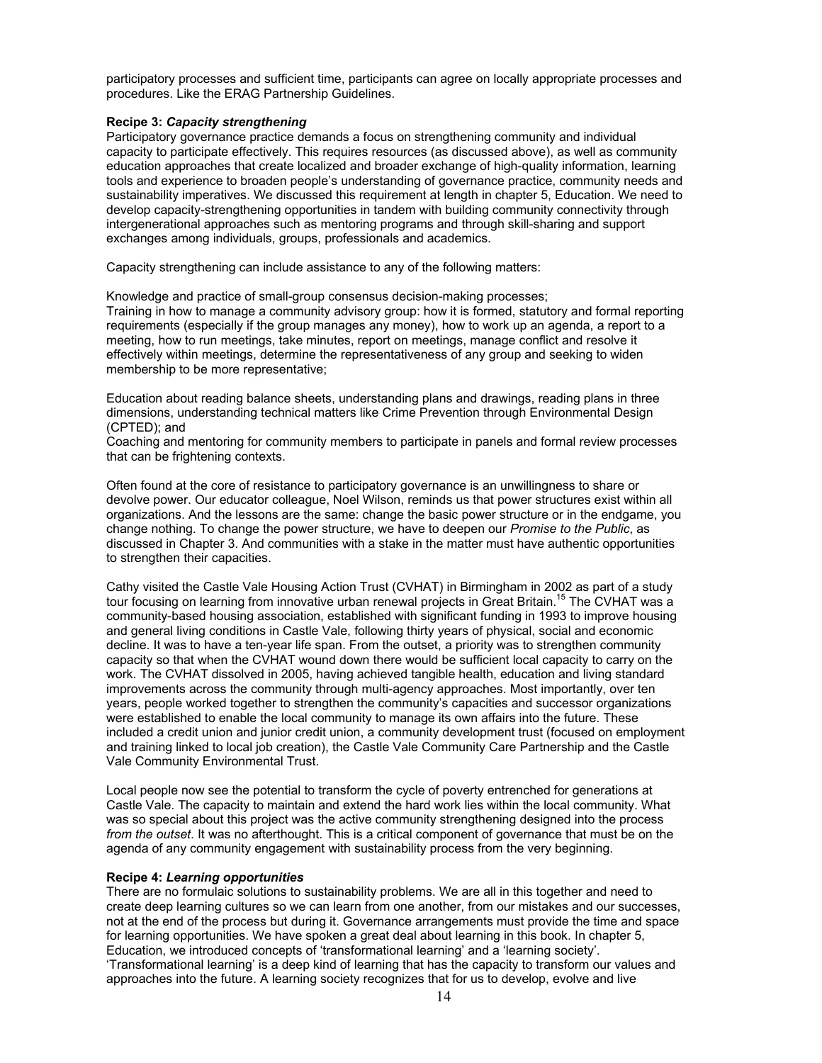participatory processes and sufficient time, participants can agree on locally appropriate processes and procedures. Like the ERAG Partnership Guidelines.

**Recipe 3: *Capacity strengthening***

Participatory governance practice demands a focus on strengthening community and individual capacity to participate effectively. This requires resources (as discussed above), as well as community education approaches that create localized and broader exchange of high-quality information, learning tools and experience to broaden people's understanding of governance practice, community needs and sustainability imperatives. We discussed this requirement at length in chapter 5, Education. We need to develop capacity-strengthening opportunities in tandem with building community connectivity through intergenerational approaches such as mentoring programs and through skill-sharing and support exchanges among individuals, groups, professionals and academics.

Capacity strengthening can include assistance to any of the following matters:

Knowledge and practice of small-group consensus decision-making processes;
Training in how to manage a community advisory group: how it is formed, statutory and formal reporting requirements (especially if the group manages any money), how to work up an agenda, a report to a meeting, how to run meetings, take minutes, report on meetings, manage conflict and resolve it effectively within meetings, determine the representativeness of any group and seeking to widen membership to be more representative;

Education about reading balance sheets, understanding plans and drawings, reading plans in three dimensions, understanding technical matters like Crime Prevention through Environmental Design (CPTED); and
Coaching and mentoring for community members to participate in panels and formal review processes that can be frightening contexts.

Often found at the core of resistance to participatory governance is an unwillingness to share or devolve power. Our educator colleague, Noel Wilson, reminds us that power structures exist within all organizations. And the lessons are the same: change the basic power structure or in the endgame, you change nothing. To change the power structure, we have to deepen our *Promise to the Public*, as discussed in Chapter 3. And communities with a stake in the matter must have authentic opportunities to strengthen their capacities.

Cathy visited the Castle Vale Housing Action Trust (CVHAT) in Birmingham in 2002 as part of a study tour focusing on learning from innovative urban renewal projects in Great Britain.[15] The CVHAT was a community-based housing association, established with significant funding in 1993 to improve housing and general living conditions in Castle Vale, following thirty years of physical, social and economic decline. It was to have a ten-year life span. From the outset, a priority was to strengthen community capacity so that when the CVHAT wound down there would be sufficient local capacity to carry on the work. The CVHAT dissolved in 2005, having achieved tangible health, education and living standard improvements across the community through multi-agency approaches. Most importantly, over ten years, people worked together to strengthen the community's capacities and successor organizations were established to enable the local community to manage its own affairs into the future. These included a credit union and junior credit union, a community development trust (focused on employment and training linked to local job creation), the Castle Vale Community Care Partnership and the Castle Vale Community Environmental Trust.

Local people now see the potential to transform the cycle of poverty entrenched for generations at Castle Vale. The capacity to maintain and extend the hard work lies within the local community. What was so special about this project was the active community strengthening designed into the process *from the outset*. It was no afterthought. This is a critical component of governance that must be on the agenda of any community engagement with sustainability process from the very beginning.

**Recipe 4: *Learning opportunities***

There are no formulaic solutions to sustainability problems. We are all in this together and need to create deep learning cultures so we can learn from one another, from our mistakes and our successes, not at the end of the process but during it. Governance arrangements must provide the time and space for learning opportunities. We have spoken a great deal about learning in this book. In chapter 5, Education, we introduced concepts of 'transformational learning' and a 'learning society'. 'Transformational learning' is a deep kind of learning that has the capacity to transform our values and approaches into the future. A learning society recognizes that for us to develop, evolve and live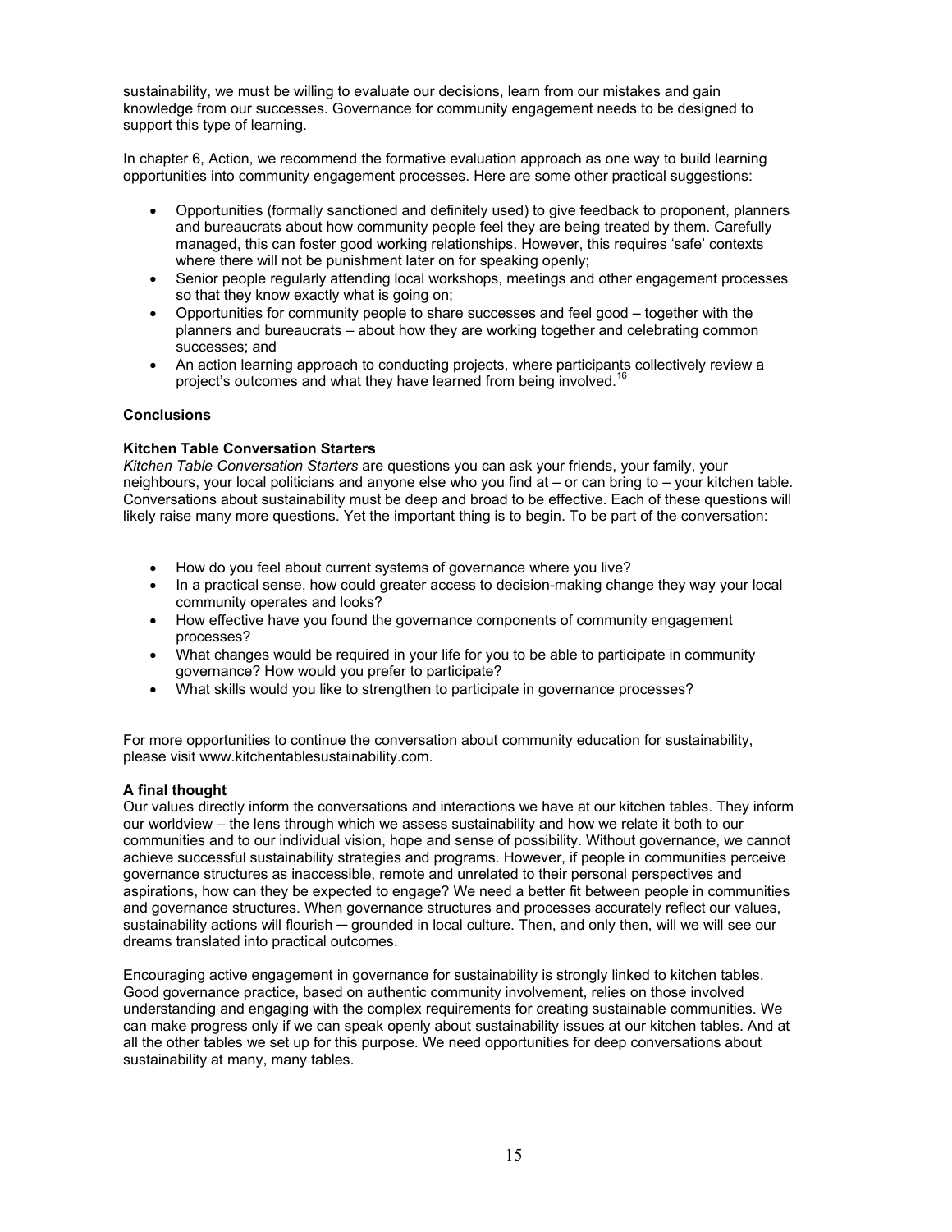sustainability, we must be willing to evaluate our decisions, learn from our mistakes and gain knowledge from our successes. Governance for community engagement needs to be designed to support this type of learning.

In chapter 6, Action, we recommend the formative evaluation approach as one way to build learning opportunities into community engagement processes. Here are some other practical suggestions:

- Opportunities (formally sanctioned and definitely used) to give feedback to proponent, planners and bureaucrats about how community people feel they are being treated by them. Carefully managed, this can foster good working relationships. However, this requires 'safe' contexts where there will not be punishment later on for speaking openly;
- Senior people regularly attending local workshops, meetings and other engagement processes so that they know exactly what is going on;
- Opportunities for community people to share successes and feel good – together with the planners and bureaucrats – about how they are working together and celebrating common successes; and
- An action learning approach to conducting projects, where participants collectively review a project's outcomes and what they have learned from being involved.[16]

**Conclusions**

**Kitchen Table Conversation Starters**

*Kitchen Table Conversation Starters* are questions you can ask your friends, your family, your neighbours, your local politicians and anyone else who you find at – or can bring to – your kitchen table. Conversations about sustainability must be deep and broad to be effective. Each of these questions will likely raise many more questions. Yet the important thing is to begin. To be part of the conversation:

- How do you feel about current systems of governance where you live?
- In a practical sense, how could greater access to decision-making change they way your local community operates and looks?
- How effective have you found the governance components of community engagement processes?
- What changes would be required in your life for you to be able to participate in community governance? How would you prefer to participate?
- What skills would you like to strengthen to participate in governance processes?

For more opportunities to continue the conversation about community education for sustainability, please visit www.kitchentablesustainability.com.

**A final thought**

Our values directly inform the conversations and interactions we have at our kitchen tables. They inform our worldview – the lens through which we assess sustainability and how we relate it both to our communities and to our individual vision, hope and sense of possibility. Without governance, we cannot achieve successful sustainability strategies and programs. However, if people in communities perceive governance structures as inaccessible, remote and unrelated to their personal perspectives and aspirations, how can they be expected to engage? We need a better fit between people in communities and governance structures. When governance structures and processes accurately reflect our values, sustainability actions will flourish ─ grounded in local culture. Then, and only then, will we will see our dreams translated into practical outcomes.

Encouraging active engagement in governance for sustainability is strongly linked to kitchen tables. Good governance practice, based on authentic community involvement, relies on those involved understanding and engaging with the complex requirements for creating sustainable communities. We can make progress only if we can speak openly about sustainability issues at our kitchen tables. And at all the other tables we set up for this purpose. We need opportunities for deep conversations about sustainability at many, many tables.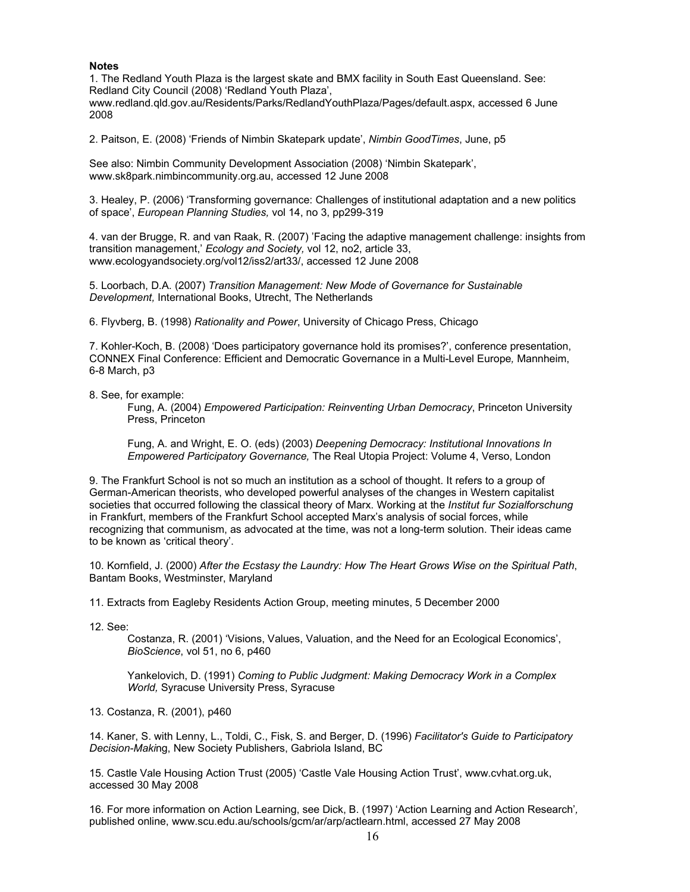**Notes**

1. The Redland Youth Plaza is the largest skate and BMX facility in South East Queensland. See: Redland City Council (2008) 'Redland Youth Plaza', www.redland.qld.gov.au/Residents/Parks/RedlandYouthPlaza/Pages/default.aspx, accessed 6 June 2008

2. Paitson, E. (2008) 'Friends of Nimbin Skatepark update', *Nimbin GoodTimes*, June, p5

See also: Nimbin Community Development Association (2008) 'Nimbin Skatepark', www.sk8park.nimbincommunity.org.au, accessed 12 June 2008

3. Healey, P. (2006) 'Transforming governance: Challenges of institutional adaptation and a new politics of space', *European Planning Studies,* vol 14, no 3, pp299-319

4. van der Brugge, R. and van Raak, R. (2007) 'Facing the adaptive management challenge: insights from transition management,' *Ecology and Society,* vol 12, no2, article 33, www.ecologyandsociety.org/vol12/iss2/art33/, accessed 12 June 2008

5. Loorbach, D.A. (2007) *Transition Management: New Mode of Governance for Sustainable Development,* International Books, Utrecht, The Netherlands

6. Flyvberg, B. (1998) *Rationality and Power*, University of Chicago Press, Chicago

7. Kohler-Koch, B. (2008) 'Does participatory governance hold its promises?', conference presentation, CONNEX Final Conference: Efficient and Democratic Governance in a Multi-Level Europe*,* Mannheim, 6-8 March, p3

8. See, for example:

Fung, A. (2004) *Empowered Participation: Reinventing Urban Democracy*, Princeton University Press, Princeton

Fung, A. and Wright, E. O. (eds) (2003) *Deepening Democracy: Institutional Innovations In Empowered Participatory Governance,* The Real Utopia Project: Volume 4, Verso, London

9. The Frankfurt School is not so much an institution as a school of thought. It refers to a group of German-American theorists, who developed powerful analyses of the changes in Western capitalist societies that occurred following the classical theory of Marx. Working at the *Institut fur Sozialforschung* in Frankfurt, members of the Frankfurt School accepted Marx's analysis of social forces, while recognizing that communism, as advocated at the time, was not a long-term solution. Their ideas came to be known as 'critical theory'.

10. Kornfield, J. (2000) *After the Ecstasy the Laundry: How The Heart Grows Wise on the Spiritual Path*, Bantam Books, Westminster, Maryland

11. Extracts from Eagleby Residents Action Group, meeting minutes, 5 December 2000

12. See:

Costanza, R. (2001) 'Visions, Values, Valuation, and the Need for an Ecological Economics', *BioScience*, vol 51, no 6, p460

Yankelovich, D. (1991) *Coming to Public Judgment: Making Democracy Work in a Complex World,* Syracuse University Press, Syracuse

13. Costanza, R. (2001), p460

14. Kaner, S. with Lenny, L., Toldi, C., Fisk, S. and Berger, D. (1996) *Facilitator's Guide to Participatory Decision-Making*, New Society Publishers, Gabriola Island, BC

15. Castle Vale Housing Action Trust (2005) 'Castle Vale Housing Action Trust', www.cvhat.org.uk, accessed 30 May 2008

16. For more information on Action Learning, see Dick, B. (1997) 'Action Learning and Action Research', published online, www.scu.edu.au/schools/gcm/ar/arp/actlearn.html, accessed 27 May 2008